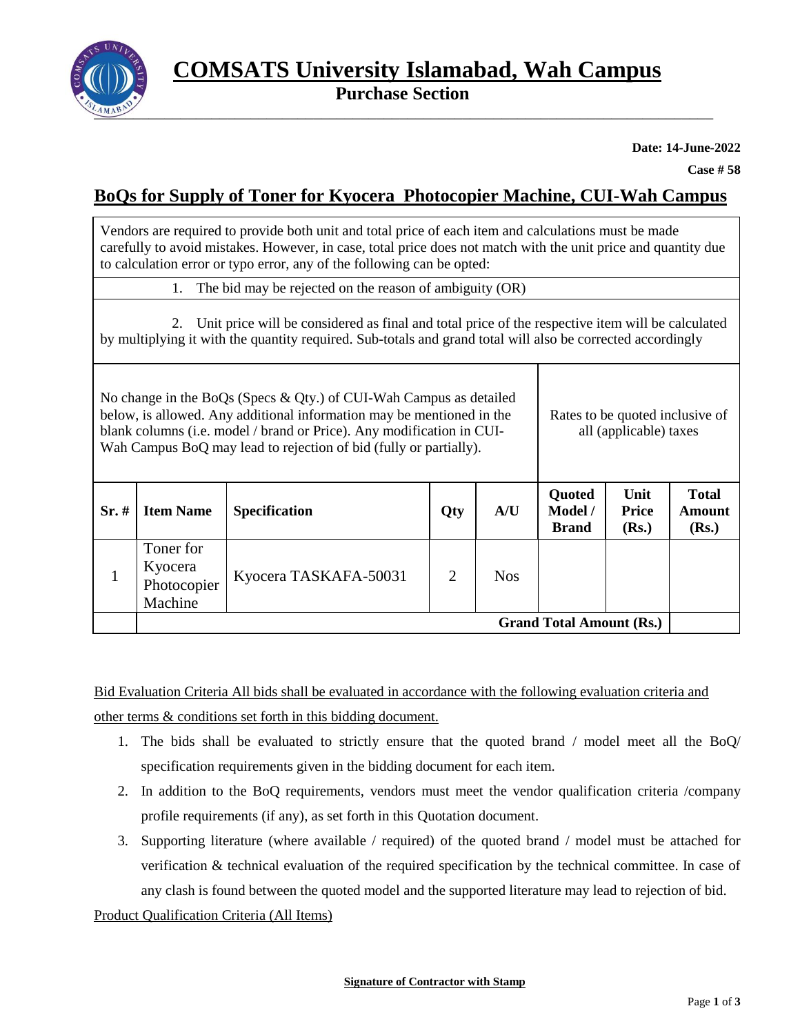# COMSATS University Islamabad, Wah Campus

## Purchase Section

**Date: 14-June-2022**

**Case # 58**

## BoQs for Supply of Toner for Kyocera Photocopier Machine, CUI-Wah Campus

Vendors are required to provide both unit and total price of each item and calculations must be made carefully to avoid mistakes. However, in case, total price does not match with the unit price and quantity due to calculation error or typo error, any of the following can be opted:

1. The bid may be rejected on the reason of ambiguity (OR)

2. Unit price will be considered as final and total price of the respective item will be calculated by multiplying it with the quantity required. Sub-totals and grand total will also be corrected accordingly

No change in the BoQs (Specs & Qty.) of CUI-Wah Campus as detailed below, is allowed. Any additional information may be mentioned in the blank columns (i.e. model / brand or Price). Any modification in CUI-Wah Campus BoQ may lead to rejection of bid (fully or partially).

Rates to be quoted inclusive of all (applicable) taxes

| Sr. # | Item Name | Specification | Qty | A/U | Quoted Model / Brand | Unit Price (Rs.) | Total Amount (Rs.) |
|---|---|---|---|---|---|---|---|
| 1 | Toner for Kyocera Photocopier Machine | Kyocera TASKAFA-50031 | 2 | Nos | | | |
| | **Grand Total Amount (Rs.)** | | | | | | |

Bid Evaluation Criteria All bids shall be evaluated in accordance with the following evaluation criteria and other terms & conditions set forth in this bidding document.

1. The bids shall be evaluated to strictly ensure that the quoted brand / model meet all the BoQ/ specification requirements given in the bidding document for each item.
2. In addition to the BoQ requirements, vendors must meet the vendor qualification criteria /company profile requirements (if any), as set forth in this Quotation document.
3. Supporting literature (where available / required) of the quoted brand / model must be attached for verification & technical evaluation of the required specification by the technical committee. In case of any clash is found between the quoted model and the supported literature may lead to rejection of bid.

Product Qualification Criteria (All Items)

**Signature of Contractor with Stamp**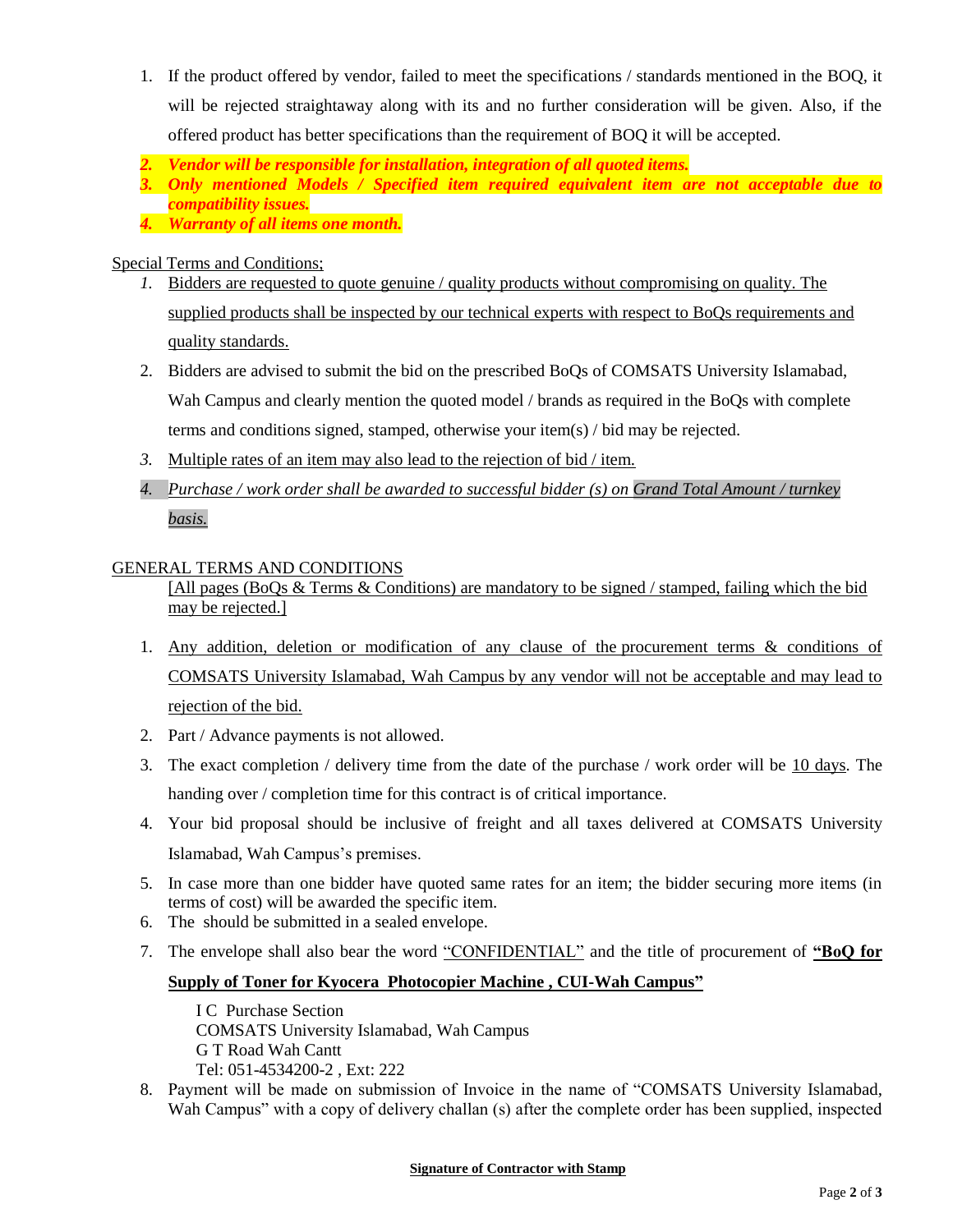1. If the product offered by vendor, failed to meet the specifications / standards mentioned in the BOQ, it will be rejected straightaway along with its and no further consideration will be given. Also, if the offered product has better specifications than the requirement of BOQ it will be accepted.
2. ***Vendor will be responsible for installation, integration of all quoted items.***
3. ***Only mentioned Models / Specified item required equivalent item are not acceptable due to compatibility issues.***
4. ***Warranty of all items one month.***

Special Terms and Conditions;

1. *Bidders are requested to quote genuine / quality products without compromising on quality. The supplied products shall be inspected by our technical experts with respect to BoQs requirements and quality standards.*
2. Bidders are advised to submit the bid on the prescribed BoQs of COMSATS University Islamabad, Wah Campus and clearly mention the quoted model / brands as required in the BoQs with complete terms and conditions signed, stamped, otherwise your item(s) / bid may be rejected.
3. Multiple rates of an item may also lead to the rejection of bid / item.
4. *Purchase / work order shall be awarded to successful bidder (s) on Grand Total Amount / turnkey basis.*

GENERAL TERMS AND CONDITIONS

[All pages (BoQs & Terms & Conditions) are mandatory to be signed / stamped, failing which the bid may be rejected.]

1. Any addition, deletion or modification of any clause of the procurement terms & conditions of COMSATS University Islamabad, Wah Campus by any vendor will not be acceptable and may lead to rejection of the bid.
2. Part / Advance payments is not allowed.
3. The exact completion / delivery time from the date of the purchase / work order will be 10 days. The handing over / completion time for this contract is of critical importance.
4. Your bid proposal should be inclusive of freight and all taxes delivered at COMSATS University Islamabad, Wah Campus's premises.
5. In case more than one bidder have quoted same rates for an item; the bidder securing more items (in terms of cost) will be awarded the specific item.
6. The should be submitted in a sealed envelope.
7. The envelope shall also bear the word "CONFIDENTIAL" and the title of procurement of **"BoQ for Supply of Toner for Kyocera Photocopier Machine , CUI-Wah Campus"**

   I C Purchase Section
   COMSATS University Islamabad, Wah Campus
   G T Road Wah Cantt
   Tel: 051-4534200-2 , Ext: 222

8. Payment will be made on submission of Invoice in the name of "COMSATS University Islamabad, Wah Campus" with a copy of delivery challan (s) after the complete order has been supplied, inspected

**Signature of Contractor with Stamp**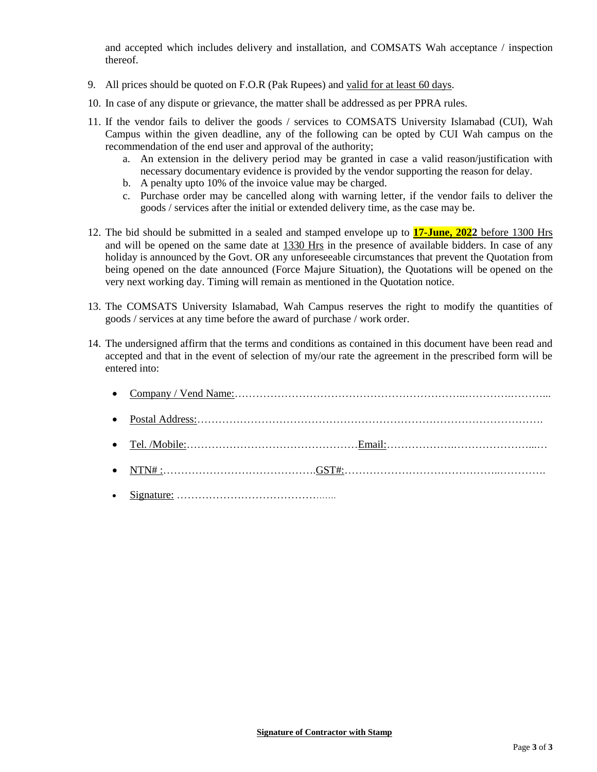and accepted which includes delivery and installation, and COMSATS Wah acceptance / inspection thereof.

9. All prices should be quoted on F.O.R (Pak Rupees) and valid for at least 60 days.
10. In case of any dispute or grievance, the matter shall be addressed as per PPRA rules.
11. If the vendor fails to deliver the goods / services to COMSATS University Islamabad (CUI), Wah Campus within the given deadline, any of the following can be opted by CUI Wah campus on the recommendation of the end user and approval of the authority;
    a. An extension in the delivery period may be granted in case a valid reason/justification with necessary documentary evidence is provided by the vendor supporting the reason for delay.
    b. A penalty upto 10% of the invoice value may be charged.
    c. Purchase order may be cancelled along with warning letter, if the vendor fails to deliver the goods / services after the initial or extended delivery time, as the case may be.
12. The bid should be submitted in a sealed and stamped envelope up to **17-June, 2022** before 1300 Hrs and will be opened on the same date at 1330 Hrs in the presence of available bidders. In case of any holiday is announced by the Govt. OR any unforeseeable circumstances that prevent the Quotation from being opened on the date announced (Force Majure Situation), the Quotations will be opened on the very next working day. Timing will remain as mentioned in the Quotation notice.
13. The COMSATS University Islamabad, Wah Campus reserves the right to modify the quantities of goods / services at any time before the award of purchase / work order.
14. The undersigned affirm that the terms and conditions as contained in this document have been read and accepted and that in the event of selection of my/our rate the agreement in the prescribed form will be entered into:

- Company / Vend Name:……………………………………………………………..……….………...
- Postal Address:……………………………………………………………………………………….
- Tel. /Mobile:…………………………………………Email:……………….…………………...…
- NTN# :…………………………………….GST#:……………………………………..………….
- Signature: ……………………………………......

**Signature of Contractor with Stamp**